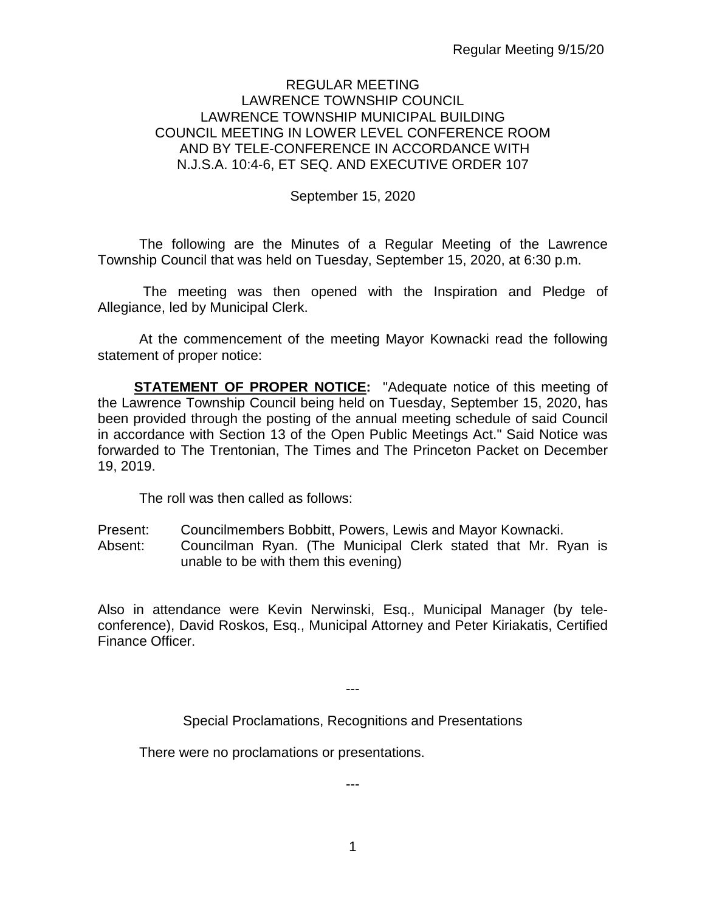# REGULAR MEETING
# LAWRENCE TOWNSHIP COUNCIL
## LAWRENCE TOWNSHIP MUNICIPAL BUILDING
## COUNCIL MEETING IN LOWER LEVEL CONFERENCE ROOM AND BY TELE-CONFERENCE IN ACCORDANCE WITH N.J.S.A. 10:4-6, ET SEQ. AND EXECUTIVE ORDER 107

September 15, 2020

The following are the Minutes of a Regular Meeting of the Lawrence Township Council that was held on Tuesday, September 15, 2020, at 6:30 p.m.

The meeting was then opened with the Inspiration and Pledge of Allegiance, led by Municipal Clerk.

At the commencement of the meeting Mayor Kownacki read the following statement of proper notice:

**STATEMENT OF PROPER NOTICE:** "Adequate notice of this meeting of the Lawrence Township Council being held on Tuesday, September 15, 2020, has been provided through the posting of the annual meeting schedule of said Council in accordance with Section 13 of the Open Public Meetings Act." Said Notice was forwarded to The Trentonian, The Times and The Princeton Packet on December 19, 2019.

The roll was then called as follows:

Present: Councilmembers Bobbitt, Powers, Lewis and Mayor Kownacki.
Absent: Councilman Ryan. (The Municipal Clerk stated that Mr. Ryan is unable to be with them this evening)

Also in attendance were Kevin Nerwinski, Esq., Municipal Manager (by tele-conference), David Roskos, Esq., Municipal Attorney and Peter Kiriakatis, Certified Finance Officer.

---

Special Proclamations, Recognitions and Presentations

There were no proclamations or presentations.

---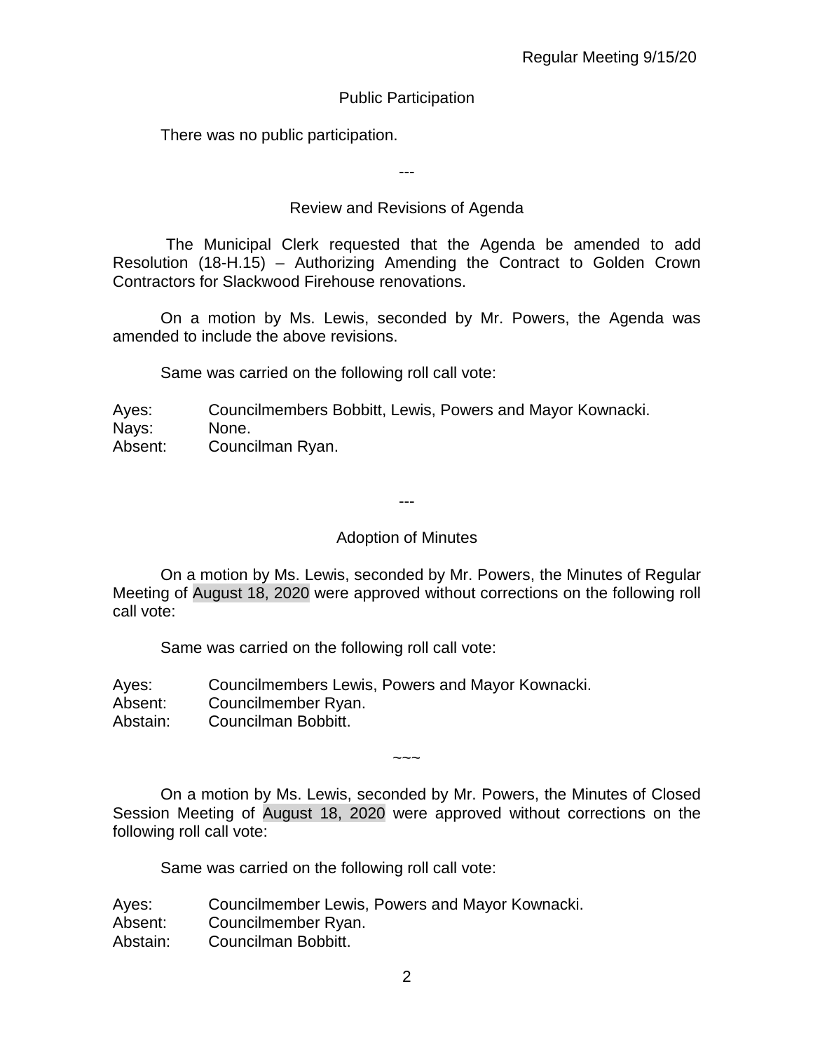## Public Participation

There was no public participation.

---

## Review and Revisions of Agenda

The Municipal Clerk requested that the Agenda be amended to add Resolution (18-H.15) – Authorizing Amending the Contract to Golden Crown Contractors for Slackwood Firehouse renovations.

On a motion by Ms. Lewis, seconded by Mr. Powers, the Agenda was amended to include the above revisions.

Same was carried on the following roll call vote:

Ayes: Councilmembers Bobbitt, Lewis, Powers and Mayor Kownacki.
Nays: None.
Absent: Councilman Ryan.

---

## Adoption of Minutes

On a motion by Ms. Lewis, seconded by Mr. Powers, the Minutes of Regular Meeting of August 18, 2020 were approved without corrections on the following roll call vote:

Same was carried on the following roll call vote:

Ayes: Councilmembers Lewis, Powers and Mayor Kownacki.
Absent: Councilmember Ryan.
Abstain: Councilman Bobbitt.

~~~

On a motion by Ms. Lewis, seconded by Mr. Powers, the Minutes of Closed Session Meeting of August 18, 2020 were approved without corrections on the following roll call vote:

Same was carried on the following roll call vote:

Ayes: Councilmember Lewis, Powers and Mayor Kownacki.
Absent: Councilmember Ryan.
Abstain: Councilman Bobbitt.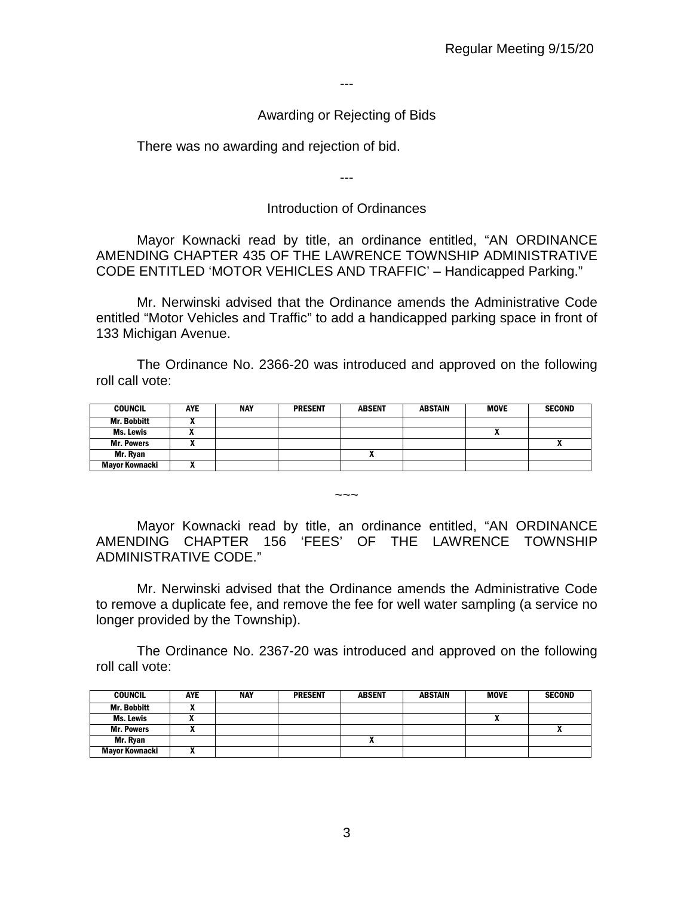---

## Awarding or Rejecting of Bids

There was no awarding and rejection of bid.

---

## Introduction of Ordinances

Mayor Kownacki read by title, an ordinance entitled, "AN ORDINANCE AMENDING CHAPTER 435 OF THE LAWRENCE TOWNSHIP ADMINISTRATIVE CODE ENTITLED 'MOTOR VEHICLES AND TRAFFIC' – Handicapped Parking."

Mr. Nerwinski advised that the Ordinance amends the Administrative Code entitled "Motor Vehicles and Traffic" to add a handicapped parking space in front of 133 Michigan Avenue.

The Ordinance No. 2366-20 was introduced and approved on the following roll call vote:

| COUNCIL | AYE | NAY | PRESENT | ABSENT | ABSTAIN | MOVE | SECOND |
|---|---|---|---|---|---|---|---|
| Mr. Bobbitt | X | | | | | | |
| Ms. Lewis | X | | | | | X | |
| Mr. Powers | X | | | | | | X |
| Mr. Ryan | | | | X | | | |
| Mayor Kownacki | X | | | | | | |

~~~

Mayor Kownacki read by title, an ordinance entitled, "AN ORDINANCE AMENDING CHAPTER 156 'FEES' OF THE LAWRENCE TOWNSHIP ADMINISTRATIVE CODE."

Mr. Nerwinski advised that the Ordinance amends the Administrative Code to remove a duplicate fee, and remove the fee for well water sampling (a service no longer provided by the Township).

The Ordinance No. 2367-20 was introduced and approved on the following roll call vote:

| COUNCIL | AYE | NAY | PRESENT | ABSENT | ABSTAIN | MOVE | SECOND |
|---|---|---|---|---|---|---|---|
| Mr. Bobbitt | X | | | | | | |
| Ms. Lewis | X | | | | | X | |
| Mr. Powers | X | | | | | | X |
| Mr. Ryan | | | | X | | | |
| Mayor Kownacki | X | | | | | | |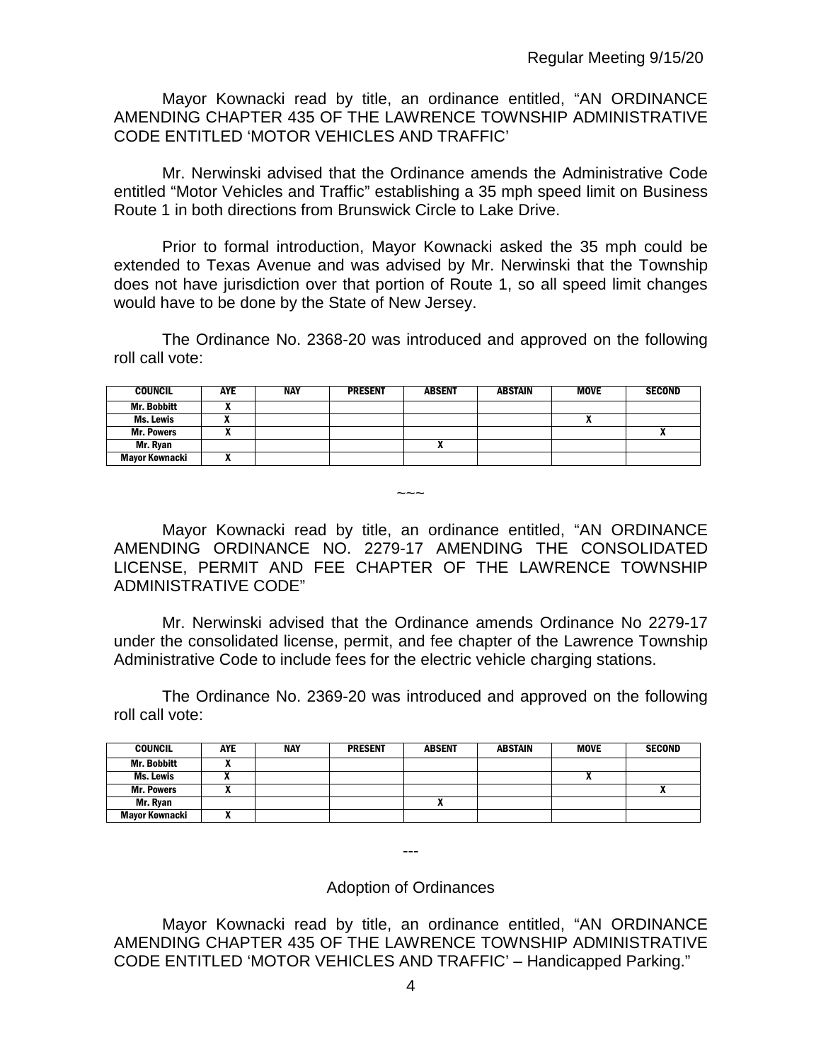Mayor Kownacki read by title, an ordinance entitled, "AN ORDINANCE AMENDING CHAPTER 435 OF THE LAWRENCE TOWNSHIP ADMINISTRATIVE CODE ENTITLED 'MOTOR VEHICLES AND TRAFFIC'

Mr. Nerwinski advised that the Ordinance amends the Administrative Code entitled "Motor Vehicles and Traffic" establishing a 35 mph speed limit on Business Route 1 in both directions from Brunswick Circle to Lake Drive.

Prior to formal introduction, Mayor Kownacki asked the 35 mph could be extended to Texas Avenue and was advised by Mr. Nerwinski that the Township does not have jurisdiction over that portion of Route 1, so all speed limit changes would have to be done by the State of New Jersey.

The Ordinance No. 2368-20 was introduced and approved on the following roll call vote:

| COUNCIL | AYE | NAY | PRESENT | ABSENT | ABSTAIN | MOVE | SECOND |
|---|---|---|---|---|---|---|---|
| Mr. Bobbitt | X | | | | | | |
| Ms. Lewis | X | | | | | X | |
| Mr. Powers | X | | | | | | X |
| Mr. Ryan | | | | X | | | |
| Mayor Kownacki | X | | | | | | |

~~~

Mayor Kownacki read by title, an ordinance entitled, "AN ORDINANCE AMENDING ORDINANCE NO. 2279-17 AMENDING THE CONSOLIDATED LICENSE, PERMIT AND FEE CHAPTER OF THE LAWRENCE TOWNSHIP ADMINISTRATIVE CODE"

Mr. Nerwinski advised that the Ordinance amends Ordinance No 2279-17 under the consolidated license, permit, and fee chapter of the Lawrence Township Administrative Code to include fees for the electric vehicle charging stations.

The Ordinance No. 2369-20 was introduced and approved on the following roll call vote:

| COUNCIL | AYE | NAY | PRESENT | ABSENT | ABSTAIN | MOVE | SECOND |
|---|---|---|---|---|---|---|---|
| Mr. Bobbitt | X | | | | | | |
| Ms. Lewis | X | | | | | X | |
| Mr. Powers | X | | | | | | X |
| Mr. Ryan | | | | X | | | |
| Mayor Kownacki | X | | | | | | |

---

## Adoption of Ordinances

Mayor Kownacki read by title, an ordinance entitled, "AN ORDINANCE AMENDING CHAPTER 435 OF THE LAWRENCE TOWNSHIP ADMINISTRATIVE CODE ENTITLED 'MOTOR VEHICLES AND TRAFFIC' – Handicapped Parking."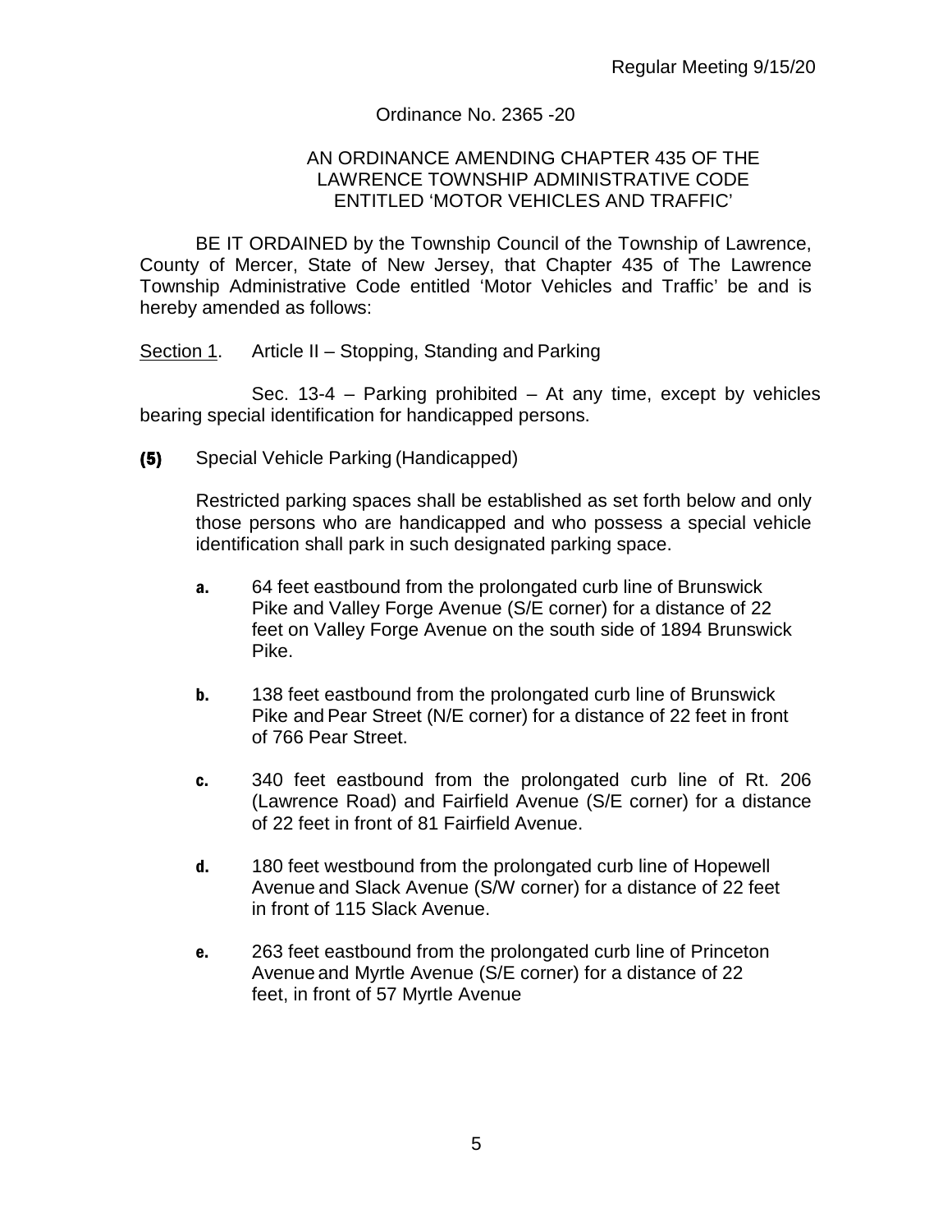Regular Meeting 9/15/20

Ordinance No. 2365 -20

AN ORDINANCE AMENDING CHAPTER 435 OF THE LAWRENCE TOWNSHIP ADMINISTRATIVE CODE ENTITLED 'MOTOR VEHICLES AND TRAFFIC'

BE IT ORDAINED by the Township Council of the Township of Lawrence, County of Mercer, State of New Jersey, that Chapter 435 of The Lawrence Township Administrative Code entitled 'Motor Vehicles and Traffic' be and is hereby amended as follows:

<u>Section 1</u>. Article II – Stopping, Standing and Parking

Sec. 13-4 – Parking prohibited – At any time, except by vehicles bearing special identification for handicapped persons.

**(5)** Special Vehicle Parking (Handicapped)

Restricted parking spaces shall be established as set forth below and only those persons who are handicapped and who possess a special vehicle identification shall park in such designated parking space.

**a.** 64 feet eastbound from the prolongated curb line of Brunswick Pike and Valley Forge Avenue (S/E corner) for a distance of 22 feet on Valley Forge Avenue on the south side of 1894 Brunswick Pike.

**b.** 138 feet eastbound from the prolongated curb line of Brunswick Pike and Pear Street (N/E corner) for a distance of 22 feet in front of 766 Pear Street.

**c.** 340 feet eastbound from the prolongated curb line of Rt. 206 (Lawrence Road) and Fairfield Avenue (S/E corner) for a distance of 22 feet in front of 81 Fairfield Avenue.

**d.** 180 feet westbound from the prolongated curb line of Hopewell Avenue and Slack Avenue (S/W corner) for a distance of 22 feet in front of 115 Slack Avenue.

**e.** 263 feet eastbound from the prolongated curb line of Princeton Avenue and Myrtle Avenue (S/E corner) for a distance of 22 feet, in front of 57 Myrtle Avenue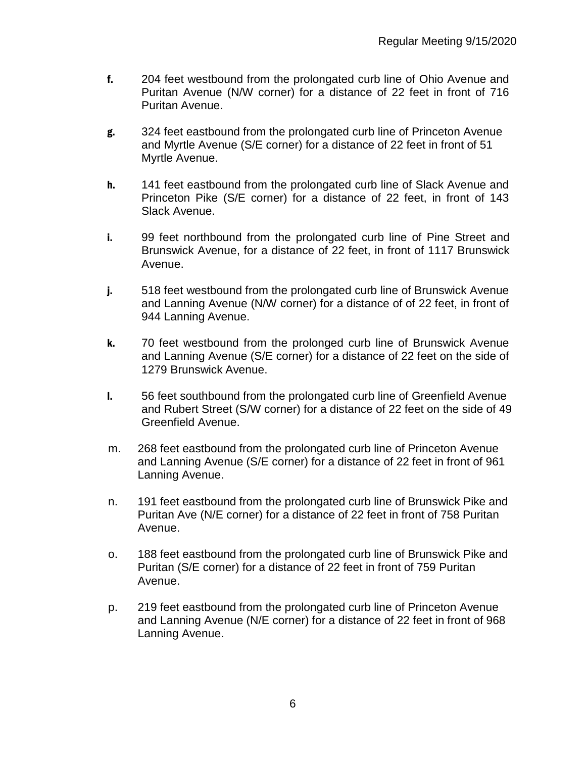f. 204 feet westbound from the prolongated curb line of Ohio Avenue and Puritan Avenue (N/W corner) for a distance of 22 feet in front of 716 Puritan Avenue.

g. 324 feet eastbound from the prolongated curb line of Princeton Avenue and Myrtle Avenue (S/E corner) for a distance of 22 feet in front of 51 Myrtle Avenue.

h. 141 feet eastbound from the prolongated curb line of Slack Avenue and Princeton Pike (S/E corner) for a distance of 22 feet, in front of 143 Slack Avenue.

i. 99 feet northbound from the prolongated curb line of Pine Street and Brunswick Avenue, for a distance of 22 feet, in front of 1117 Brunswick Avenue.

j. 518 feet westbound from the prolongated curb line of Brunswick Avenue and Lanning Avenue (N/W corner) for a distance of of 22 feet, in front of 944 Lanning Avenue.

k. 70 feet westbound from the prolonged curb line of Brunswick Avenue and Lanning Avenue (S/E corner) for a distance of 22 feet on the side of 1279 Brunswick Avenue.

l. 56 feet southbound from the prolongated curb line of Greenfield Avenue and Rubert Street (S/W corner) for a distance of 22 feet on the side of 49 Greenfield Avenue.

m. 268 feet eastbound from the prolongated curb line of Princeton Avenue and Lanning Avenue (S/E corner) for a distance of 22 feet in front of 961 Lanning Avenue.

n. 191 feet eastbound from the prolongated curb line of Brunswick Pike and Puritan Ave (N/E corner) for a distance of 22 feet in front of 758 Puritan Avenue.

o. 188 feet eastbound from the prolongated curb line of Brunswick Pike and Puritan (S/E corner) for a distance of 22 feet in front of 759 Puritan Avenue.

p. 219 feet eastbound from the prolongated curb line of Princeton Avenue and Lanning Avenue (N/E corner) for a distance of 22 feet in front of 968 Lanning Avenue.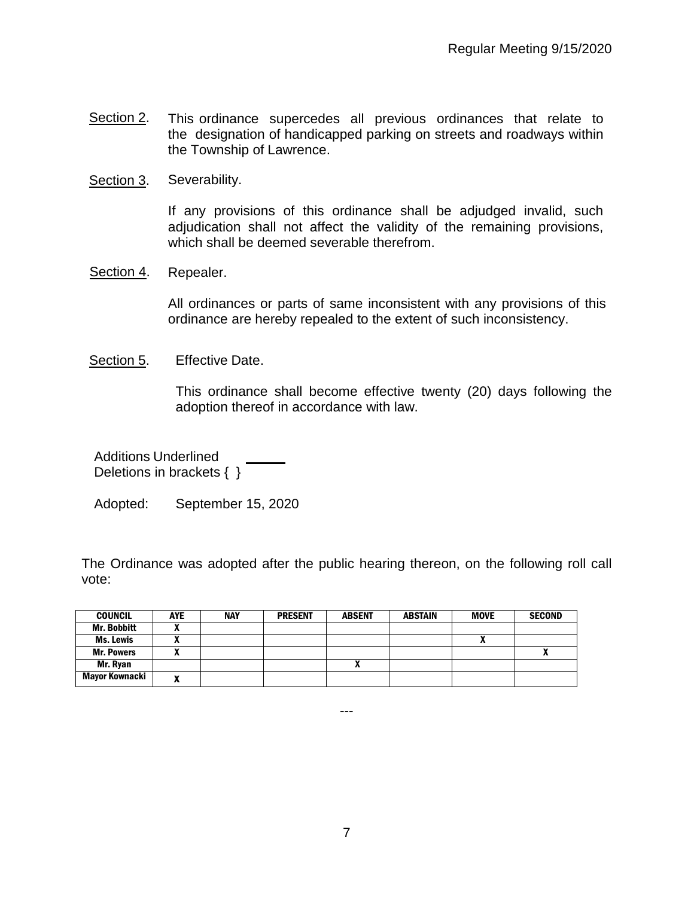<u>Section 2</u>. This ordinance supercedes all previous ordinances that relate to the designation of handicapped parking on streets and roadways within the Township of Lawrence.

<u>Section 3</u>. Severability.

If any provisions of this ordinance shall be adjudged invalid, such adjudication shall not affect the validity of the remaining provisions, which shall be deemed severable therefrom.

<u>Section 4</u>. Repealer.

All ordinances or parts of same inconsistent with any provisions of this ordinance are hereby repealed to the extent of such inconsistency.

<u>Section 5</u>. Effective Date.

This ordinance shall become effective twenty (20) days following the adoption thereof in accordance with law.

Additions Underlined ______
Deletions in brackets { }

Adopted: September 15, 2020

The Ordinance was adopted after the public hearing thereon, on the following roll call vote:

| COUNCIL | AYE | NAY | PRESENT | ABSENT | ABSTAIN | MOVE | SECOND |
|---|---|---|---|---|---|---|---|
| Mr. Bobbitt | X | | | | | | |
| Ms. Lewis | X | | | | | X | |
| Mr. Powers | X | | | | | | X |
| Mr. Ryan | | | | X | | | |
| Mayor Kownacki | X | | | | | | |

---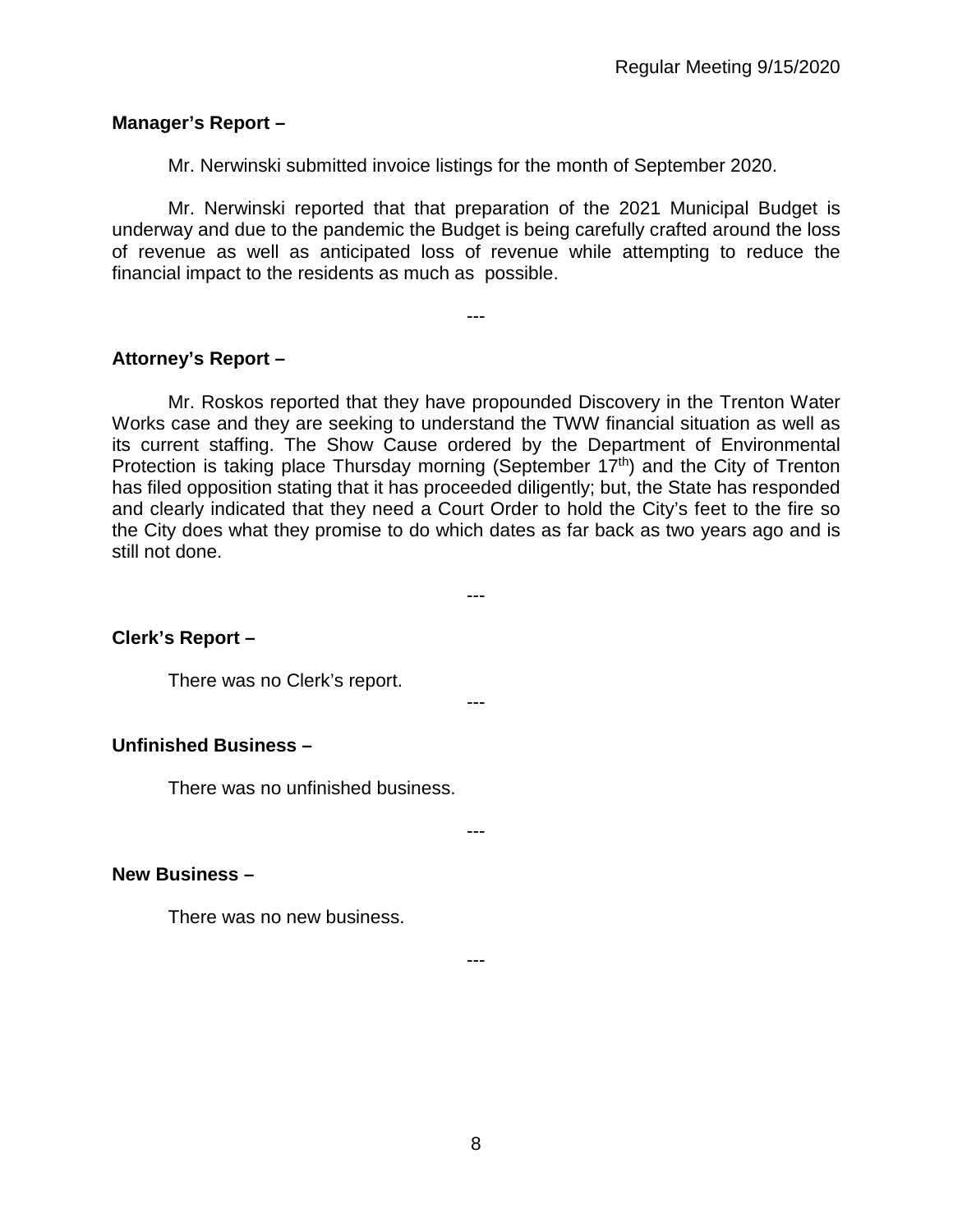**Manager's Report –**

Mr. Nerwinski submitted invoice listings for the month of September 2020.

Mr. Nerwinski reported that that preparation of the 2021 Municipal Budget is underway and due to the pandemic the Budget is being carefully crafted around the loss of revenue as well as anticipated loss of revenue while attempting to reduce the financial impact to the residents as much as possible.

---

**Attorney's Report –**

Mr. Roskos reported that they have propounded Discovery in the Trenton Water Works case and they are seeking to understand the TWW financial situation as well as its current staffing. The Show Cause ordered by the Department of Environmental Protection is taking place Thursday morning (September 17th) and the City of Trenton has filed opposition stating that it has proceeded diligently; but, the State has responded and clearly indicated that they need a Court Order to hold the City's feet to the fire so the City does what they promise to do which dates as far back as two years ago and is still not done.

---

**Clerk's Report –**

There was no Clerk's report.

---

**Unfinished Business –**

There was no unfinished business.

---

**New Business –**

There was no new business.

---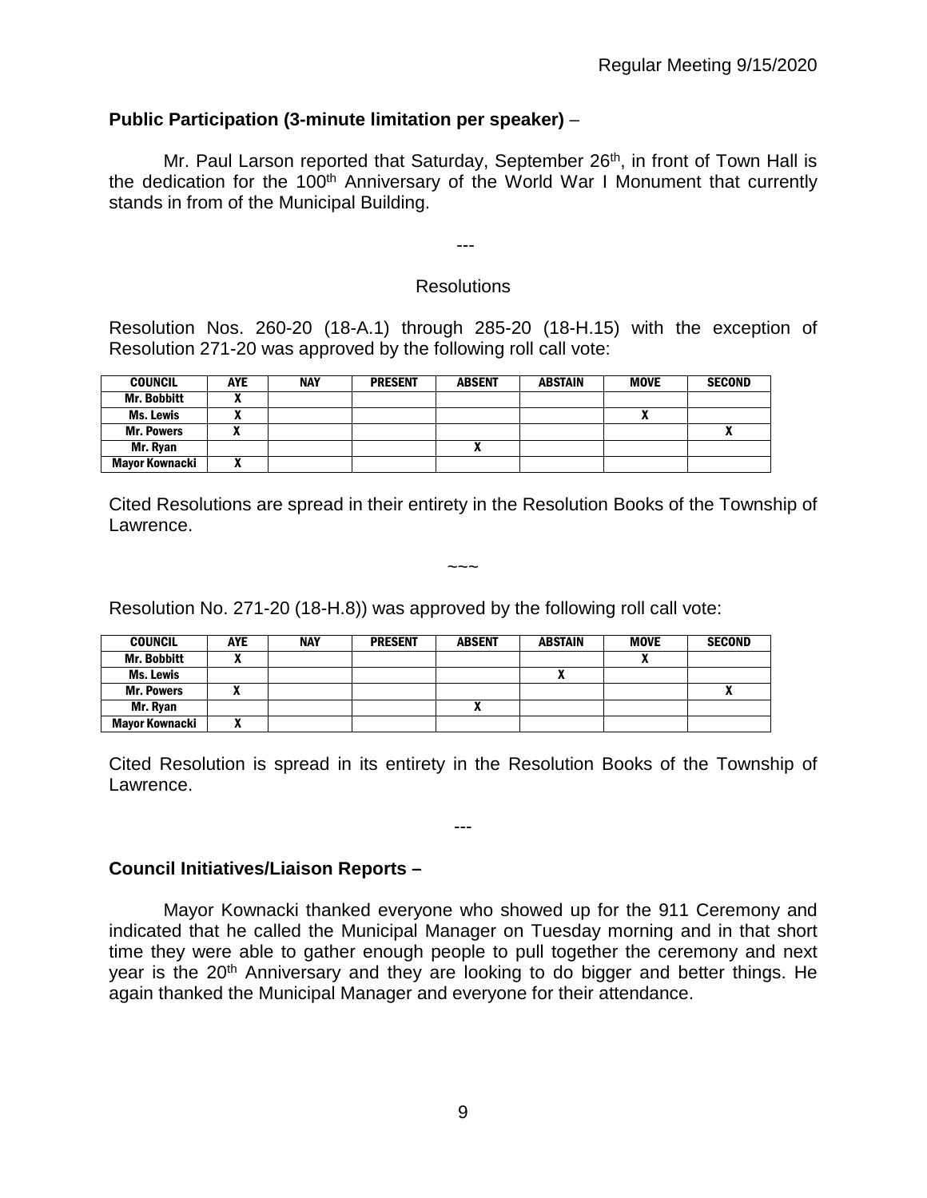**Public Participation (3-minute limitation per speaker)** –

Mr. Paul Larson reported that Saturday, September 26th, in front of Town Hall is the dedication for the 100th Anniversary of the World War I Monument that currently stands in from of the Municipal Building.

---

Resolutions

Resolution Nos. 260-20 (18-A.1) through 285-20 (18-H.15) with the exception of Resolution 271-20 was approved by the following roll call vote:

| COUNCIL | AYE | NAY | PRESENT | ABSENT | ABSTAIN | MOVE | SECOND |
|---|---|---|---|---|---|---|---|
| Mr. Bobbitt | X | | | | | | |
| Ms. Lewis | X | | | | | X | |
| Mr. Powers | X | | | | | | X |
| Mr. Ryan | | | | X | | | |
| Mayor Kownacki | X | | | | | | |

Cited Resolutions are spread in their entirety in the Resolution Books of the Township of Lawrence.

~~~

Resolution No. 271-20 (18-H.8)) was approved by the following roll call vote:

| COUNCIL | AYE | NAY | PRESENT | ABSENT | ABSTAIN | MOVE | SECOND |
|---|---|---|---|---|---|---|---|
| Mr. Bobbitt | X | | | | | X | |
| Ms. Lewis | | | | | X | | |
| Mr. Powers | X | | | | | | X |
| Mr. Ryan | | | | X | | | |
| Mayor Kownacki | X | | | | | | |

Cited Resolution is spread in its entirety in the Resolution Books of the Township of Lawrence.

---

**Council Initiatives/Liaison Reports –**

Mayor Kownacki thanked everyone who showed up for the 911 Ceremony and indicated that he called the Municipal Manager on Tuesday morning and in that short time they were able to gather enough people to pull together the ceremony and next year is the 20th Anniversary and they are looking to do bigger and better things. He again thanked the Municipal Manager and everyone for their attendance.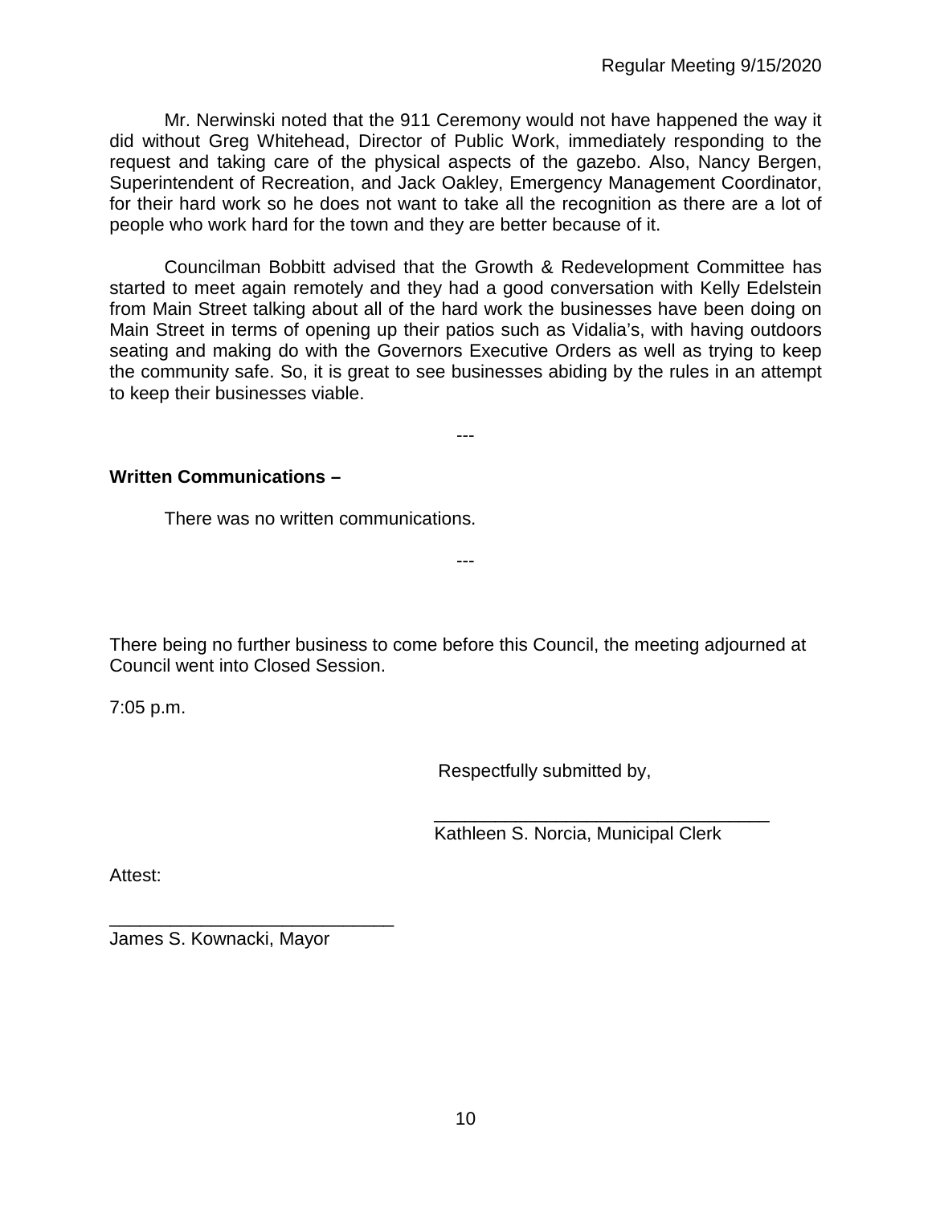Mr. Nerwinski noted that the 911 Ceremony would not have happened the way it did without Greg Whitehead, Director of Public Work, immediately responding to the request and taking care of the physical aspects of the gazebo. Also, Nancy Bergen, Superintendent of Recreation, and Jack Oakley, Emergency Management Coordinator, for their hard work so he does not want to take all the recognition as there are a lot of people who work hard for the town and they are better because of it.

Councilman Bobbitt advised that the Growth & Redevelopment Committee has started to meet again remotely and they had a good conversation with Kelly Edelstein from Main Street talking about all of the hard work the businesses have been doing on Main Street in terms of opening up their patios such as Vidalia's, with having outdoors seating and making do with the Governors Executive Orders as well as trying to keep the community safe. So, it is great to see businesses abiding by the rules in an attempt to keep their businesses viable.

---

**Written Communications –**

There was no written communications.

---

There being no further business to come before this Council, the meeting adjourned at Council went into Closed Session.

7:05 p.m.

Respectfully submitted by,

\_\_\_\_\_\_\_\_\_\_\_\_\_\_\_\_\_\_\_\_\_\_\_\_\_\_\_\_\_\_\_\_\_\_
Kathleen S. Norcia, Municipal Clerk

Attest:

\_\_\_\_\_\_\_\_\_\_\_\_\_\_\_\_\_\_\_\_\_\_\_\_\_\_\_\_
James S. Kownacki, Mayor